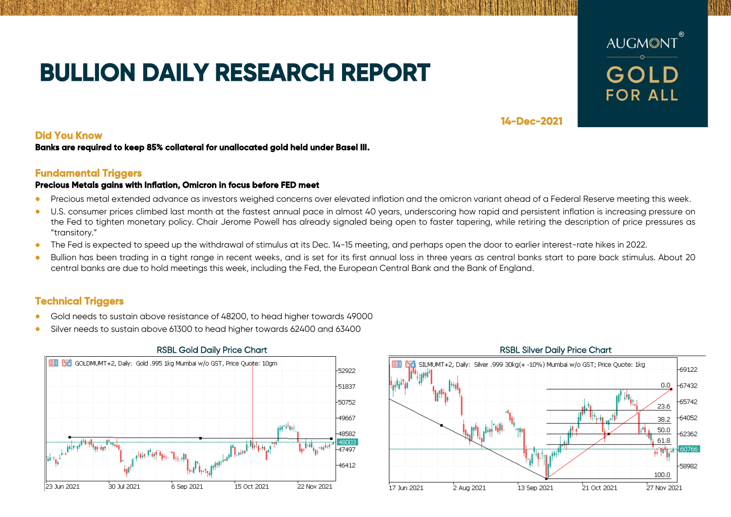# BULLION DAILY RESEARCH REPORT

AUGMONT® GOLD FOR ALL

14-Dec-2021

## Did You Know

**Banks are required to keep 85% collateral for unallocated gold held under Basel III.**

## Fundamental Triggers

**Precious Metals gains with Inflation, Omicron in focus before FED meet**

- Precious metal extended advance as investors weighed concerns over elevated inflation and the omicron variant ahead of a Federal Reserve meeting this week.
- U.S. consumer prices climbed last month at the fastest annual pace in almost 40 years, underscoring how rapid and persistent inflation is increasing pressure on the Fed to tighten monetary policy. Chair Jerome Powell has already signaled being open to faster tapering, while retiring the description of price pressures as "transitory."
- The Fed is expected to speed up the withdrawal of stimulus at its Dec. 14-15 meeting, and perhaps open the door to earlier interest-rate hikes in 2022.
- Bullion has been trading in a tight range in recent weeks, and is set for its first annual loss in three years as central banks start to pare back stimulus. About 20 central banks are due to hold meetings this week, including the Fed, the European Central Bank and the Bank of England.

## Technical Triggers

- Gold needs to sustain above resistance of 48200, to head higher towards 49000
- Silver needs to sustain above 61300 to head higher towards 62400 and 63400

RSBL Gold Daily Price Chart

RSBL Silver Daily Price Chart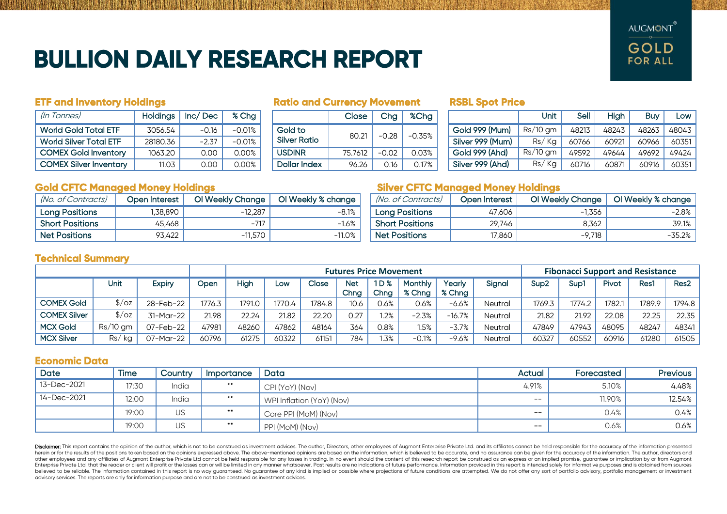# BULLION DAILY RESEARCH REPORT

AUGMONT® GOLD FOR ALL

## ETF and Inventory Holdings

| *(In Tonnes)* | Holdings | Inc/ Dec | % Chg |
|---|---|---|---|
| World Gold Total ETF | 3056.54 | -0.16 | -0.01% |
| World Silver Total ETF | 28180.36 | -2.37 | -0.01% |
| COMEX Gold Inventory | 1063.20 | 0.00 | 0.00% |
| COMEX Silver Inventory | 11.03 | 0.00 | 0.00% |

## Ratio and Currency Movement

| | Close | Chg | %Chg |
|---|---|---|---|
| Gold to Silver Ratio | 80.21 | -0.28 | -0.35% |
| USDINR | 75.7612 | -0.02 | 0.03% |
| Dollar Index | 96.26 | 0.16 | 0.17% |

## RSBL Spot Price

| | Unit | Sell | High | Buy | Low |
|---|---|---|---|---|---|
| Gold 999 (Mum) | Rs/10 gm | 48213 | 48243 | 48263 | 48043 |
| Silver 999 (Mum) | Rs/ Kg | 60766 | 60921 | 60966 | 60351 |
| Gold 999 (Ahd) | Rs/10 gm | 49592 | 49644 | 49692 | 49424 |
| Silver 999 (Ahd) | Rs/ Kg | 60716 | 60871 | 60916 | 60351 |

## Gold CFTC Managed Money Holdings

| *(No. of Contracts)* | Open Interest | OI Weekly Change | OI Weekly % change |
|---|---|---|---|
| Long Positions | 1,38,890 | -12,287 | -8.1% |
| Short Positions | 45,468 | -717 | -1.6% |
| Net Positions | 93,422 | -11,570 | -11.0% |

## Silver CFTC Managed Money Holdings

| *(No. of Contracts)* | Open Interest | OI Weekly Change | OI Weekly % change |
|---|---|---|---|
| Long Positions | 47,606 | -1,356 | -2.8% |
| Short Positions | 29,746 | 8,362 | 39.1% |
| Net Positions | 17,860 | -9,718 | -35.2% |

## Technical Summary

| | | | | Futures Price Movement | | | | | | | | Fibonacci Support and Resistance | | | | |
|---|---|---|---|---|---|---|---|---|---|---|---|---|---|---|---|---|
| | Unit | Expiry | Open | High | Low | Close | Net Chng | 1 D % Chng | Monthly % Chng | Yearly % Chng | Signal | Sup2 | Sup1 | Pivot | Res1 | Res2 |
| COMEX Gold | $/oz | 28-Feb-22 | 1776.3 | 1791.0 | 1770.4 | 1784.8 | 10.6 | 0.6% | 0.6% | -6.6% | Neutral | 1769.3 | 1774.2 | 1782.1 | 1789.9 | 1794.8 |
| COMEX Silver | $/oz | 31-Mar-22 | 21.98 | 22.24 | 21.82 | 22.20 | 0.27 | 1.2% | -2.3% | -16.7% | Neutral | 21.82 | 21.92 | 22.08 | 22.25 | 22.35 |
| MCX Gold | Rs/10 gm | 07-Feb-22 | 47981 | 48260 | 47862 | 48164 | 364 | 0.8% | 1.5% | -3.7% | Neutral | 47849 | 47943 | 48095 | 48247 | 48341 |
| MCX Silver | Rs/ kg | 07-Mar-22 | 60796 | 61275 | 60322 | 61151 | 784 | 1.3% | -0.1% | -9.6% | Neutral | 60327 | 60552 | 60916 | 61280 | 61505 |

## Economic Data

| Date | Time | Country | Importance | Data | Actual | Forecasted | Previous |
|---|---|---|---|---|---|---|---|
| 13-Dec-2021 | 17:30 | India | ** | CPI (YoY) (Nov) | 4.91% | 5.10% | 4.48% |
| 14-Dec-2021 | 12:00 | India | ** | WPI Inflation (YoY) (Nov) | -- | 11.90% | 12.54% |
| | 19:00 | US | ** | Core PPI (MoM) (Nov) | -- | 0.4% | 0.4% |
| | 19:00 | US | ** | PPI (MoM) (Nov) | -- | 0.6% | 0.6% |

**Disclaimer:** This report contains the opinion of the author, which is not to be construed as investment advices. The author, Directors, other employees of Augmont Enterprise Private Ltd. and its affiliates cannot be held responsible for the accuracy of the information presented herein or for the results of the positions taken based on the opinions expressed above. The above-mentioned opinions are based on the information, which is believed to be accurate, and no assurance can be given for the accuracy of the information. The author, directors and other employees and any affiliates of Augmont Enterprise Private Ltd cannot be held responsible for any losses in trading. In no event should the content of this research report be construed as an express or an implied promise, guarantee or implication by or from Augmont Enterprise Private Ltd. that the reader or client will profit or the losses can or will be limited in any manner whatsoever. Past results are no indications of future performance. Information provided in this report is intended solely for informative purposes and is obtained from sources believed to be reliable. The information contained in this report is no way guaranteed. No guarantee of any kind is implied or possible where projections of future conditions are attempted. We do not offer any sort of portfolio advisory, portfolio management or investment advisory services. The reports are only for information purpose and are not to be construed as investment advices.